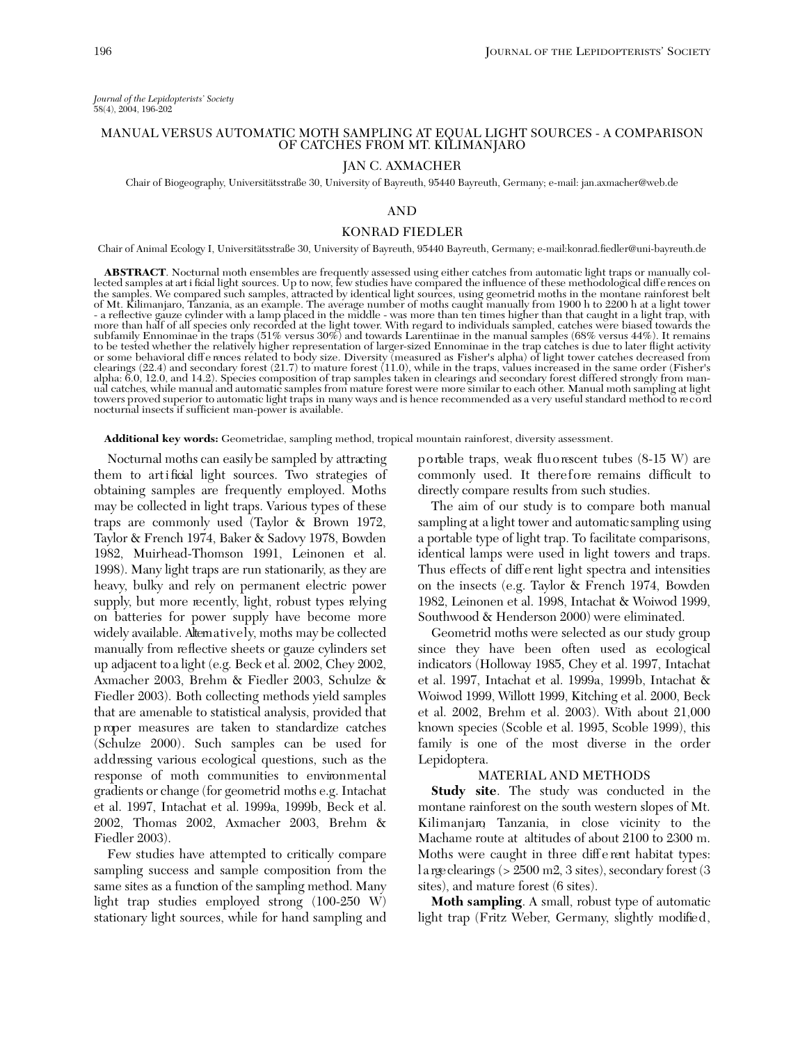*Journal of the Lepidopterists' Society*
58(4), 2004, 196-202

# MANUAL VERSUS AUTOMATIC MOTH SAMPLING AT EQUAL LIGHT SOURCES - A COMPARISON OF CATCHES FROM MT. KILIMANJARO

JAN C. AXMACHER

Chair of Biogeography, Universitätsstraße 30, University of Bayreuth, 95440 Bayreuth, Germany; e-mail: jan.axmacher@web.de

AND

KONRAD FIEDLER

Chair of Animal Ecology I, Universitätsstraße 30, University of Bayreuth, 95440 Bayreuth, Germany; e-mail:konrad.fiedler@uni-bayreuth.de

**ABSTRACT**. Nocturnal moth ensembles are frequently assessed using either catches from automatic light traps or manually collected samples at artificial light sources. Up to now, few studies have compared the influence of these methodological differences on the samples. We compared such samples, attracted by identical light sources, using geometrid moths in the montane rainforest belt of Mt. Kilimanjaro, Tanzania, as an example. The average number of moths caught manually from 1900 h to 2200 h at a light tower - a reflective gauze cylinder with a lamp placed in the middle - was more than ten times higher than that caught in a light trap, with more than half of all species only recorded at the light tower. With regard to individuals sampled, catches were biased towards the subfamily Ennominae in the traps (51% versus 30%) and towards Larentiinae in the manual samples (68% versus 44%). It remains to be tested whether the relatively higher representation of larger-sized Ennominae in the trap catches is due to later flight activity or some behavioral differences related to body size. Diversity (measured as Fisher's alpha) of light tower catches decreased from clearings (22.4) and secondary forest (21.7) to mature forest (11.0), while in the traps, values increased in the same order (Fisher's alpha: 6.0, 12.0, and 14.2). Species composition of trap samples taken in clearings and secondary forest differed strongly from manual catches, while manual and automatic samples from mature forest were more similar to each other. Manual moth sampling at light towers proved superior to automatic light traps in many ways and is hence recommended as a very useful standard method to record nocturnal insects if sufficient man-power is available.

**Additional key words:** Geometridae, sampling method, tropical mountain rainforest, diversity assessment.

Nocturnal moths can easily be sampled by attracting them to artificial light sources. Two strategies of obtaining samples are frequently employed. Moths may be collected in light traps. Various types of these traps are commonly used (Taylor & Brown 1972, Taylor & French 1974, Baker & Sadovy 1978, Bowden 1982, Muirhead-Thomson 1991, Leinonen et al. 1998). Many light traps are run stationarily, as they are heavy, bulky and rely on permanent electric power supply, but more recently, light, robust types relying on batteries for power supply have become more widely available. Alternatively, moths may be collected manually from reflective sheets or gauze cylinders set up adjacent to a light (e.g. Beck et al. 2002, Chey 2002, Axmacher 2003, Brehm & Fiedler 2003, Schulze & Fiedler 2003). Both collecting methods yield samples that are amenable to statistical analysis, provided that proper measures are taken to standardize catches (Schulze 2000). Such samples can be used for addressing various ecological questions, such as the response of moth communities to environmental gradients or change (for geometrid moths e.g. Intachat et al. 1997, Intachat et al. 1999a, 1999b, Beck et al. 2002, Thomas 2002, Axmacher 2003, Brehm & Fiedler 2003).

Few studies have attempted to critically compare sampling success and sample composition from the same sites as a function of the sampling method. Many light trap studies employed strong (100-250 W) stationary light sources, while for hand sampling and portable traps, weak fluorescent tubes (8-15 W) are commonly used. It therefore remains difficult to directly compare results from such studies.

The aim of our study is to compare both manual sampling at a light tower and automatic sampling using a portable type of light trap. To facilitate comparisons, identical lamps were used in light towers and traps. Thus effects of different light spectra and intensities on the insects (e.g. Taylor & French 1974, Bowden 1982, Leinonen et al. 1998, Intachat & Woiwod 1999, Southwood & Henderson 2000) were eliminated.

Geometrid moths were selected as our study group since they have been often used as ecological indicators (Holloway 1985, Chey et al. 1997, Intachat et al. 1997, Intachat et al. 1999a, 1999b, Intachat & Woiwod 1999, Willott 1999, Kitching et al. 2000, Beck et al. 2002, Brehm et al. 2003). With about 21,000 known species (Scoble et al. 1995, Scoble 1999), this family is one of the most diverse in the order Lepidoptera.

## MATERIAL AND METHODS

**Study site**. The study was conducted in the montane rainforest on the south western slopes of Mt. Kilimanjaro, Tanzania, in close vicinity to the Machame route at altitudes of about 2100 to 2300 m. Moths were caught in three different habitat types: large clearings (> 2500 m2, 3 sites), secondary forest (3 sites), and mature forest (6 sites).

**Moth sampling**. A small, robust type of automatic light trap (Fritz Weber, Germany, slightly modified,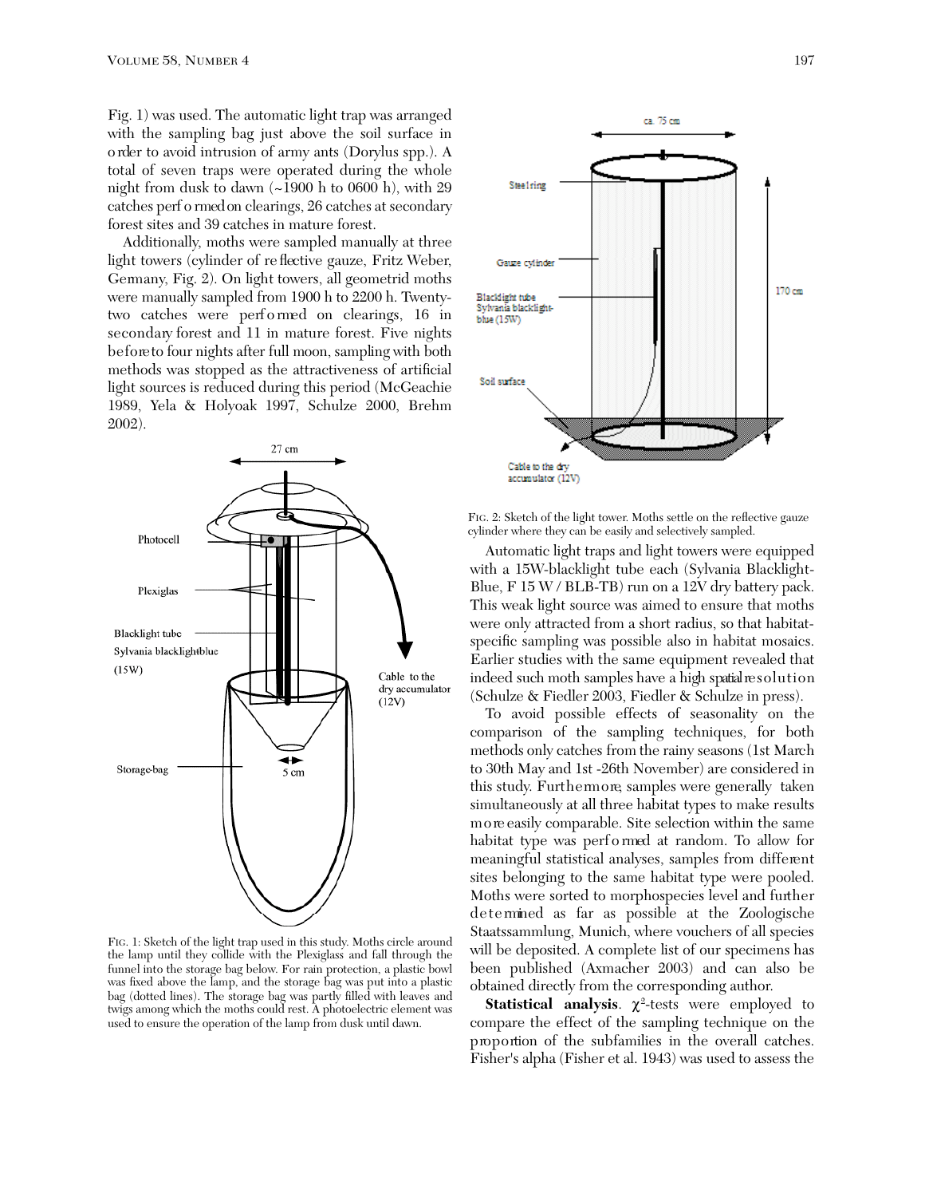Fig. 1) was used. The automatic light trap was arranged with the sampling bag just above the soil surface in order to avoid intrusion of army ants (Dorylus spp.). A total of seven traps were operated during the whole night from dusk to dawn (~1900 h to 0600 h), with 29 catches performed on clearings, 26 catches at secondary forest sites and 39 catches in mature forest.

Additionally, moths were sampled manually at three light towers (cylinder of reflective gauze, Fritz Weber, Germany, Fig. 2). On light towers, all geometrid moths were manually sampled from 1900 h to 2200 h. Twenty-two catches were performed on clearings, 16 in secondary forest and 11 in mature forest. Five nights before to four nights after full moon, sampling with both methods was stopped as the attractiveness of artificial light sources is reduced during this period (McGeachie 1989, Yela & Holyoak 1997, Schulze 2000, Brehm 2002).

Fig. 1: Sketch of the light trap used in this study. Moths circle around the lamp until they collide with the Plexiglass and fall through the funnel into the storage bag below. For rain protection, a plastic bowl was fixed above the lamp, and the storage bag was put into a plastic bag (dotted lines). The storage bag was partly filled with leaves and twigs among which the moths could rest. A photoelectric element was used to ensure the operation of the lamp from dusk until dawn.

Fig. 2: Sketch of the light tower. Moths settle on the reflective gauze cylinder where they can be easily and selectively sampled.

Automatic light traps and light towers were equipped with a 15W-blacklight tube each (Sylvania Blacklight-Blue, F 15 W / BLB-TB) run on a 12V dry battery pack. This weak light source was aimed to ensure that moths were only attracted from a short radius, so that habitat-specific sampling was possible also in habitat mosaics. Earlier studies with the same equipment revealed that indeed such moth samples have a high spatial resolution (Schulze & Fiedler 2003, Fiedler & Schulze in press).

To avoid possible effects of seasonality on the comparison of the sampling techniques, for both methods only catches from the rainy seasons (1st March to 30th May and 1st -26th November) are considered in this study. Furthermore, samples were generally taken simultaneously at all three habitat types to make results more easily comparable. Site selection within the same habitat type was performed at random. To allow for meaningful statistical analyses, samples from different sites belonging to the same habitat type were pooled. Moths were sorted to morphospecies level and further determined as far as possible at the Zoologische Staatssammlung, Munich, where vouchers of all species will be deposited. A complete list of our specimens has been published (Axmacher 2003) and can also be obtained directly from the corresponding author.

**Statistical analysis**. $\chi^2$-tests were employed to compare the effect of the sampling technique on the proportion of the subfamilies in the overall catches. Fisher's alpha (Fisher et al. 1943) was used to assess the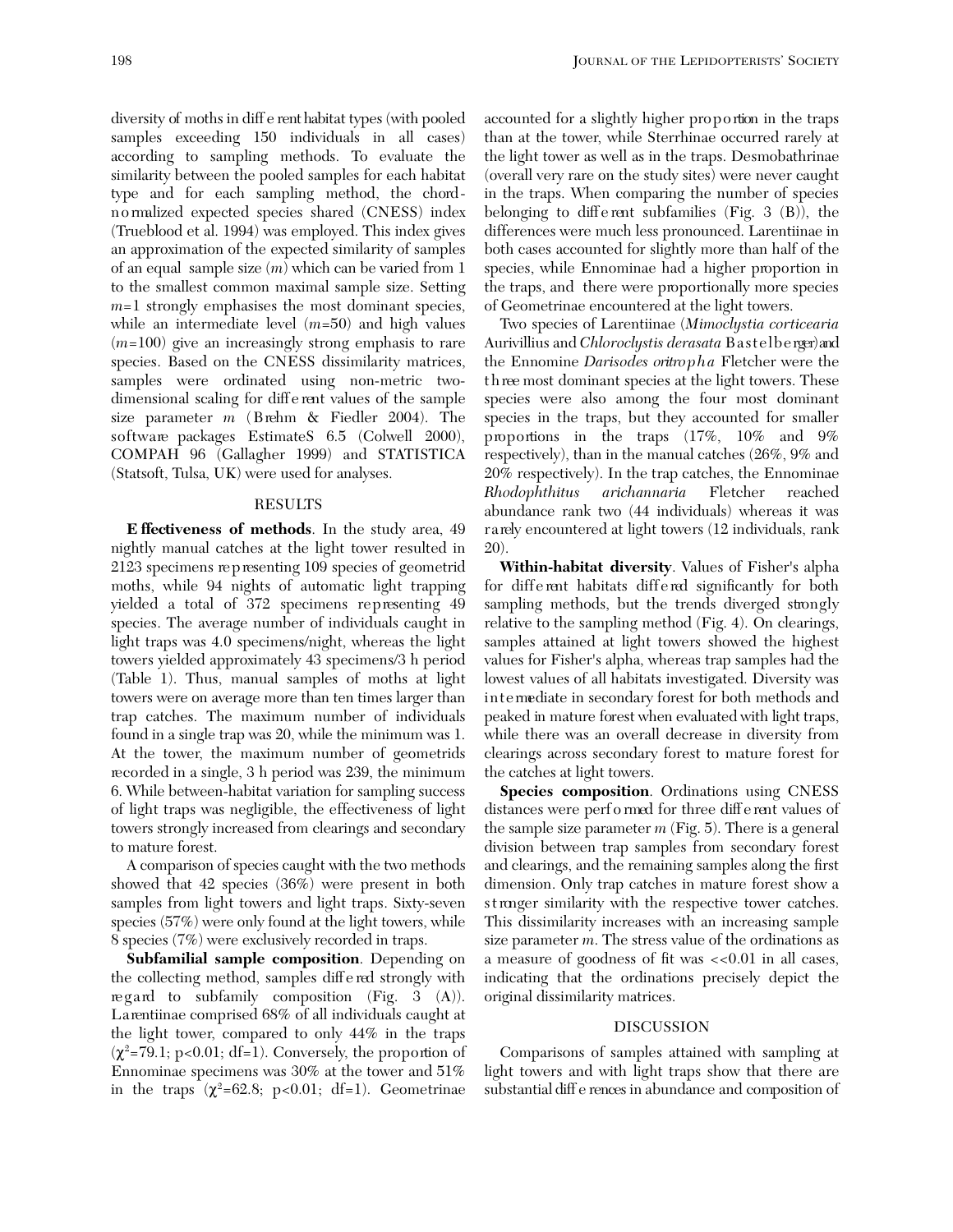diversity of moths in different habitat types (with pooled samples exceeding 150 individuals in all cases) according to sampling methods. To evaluate the similarity between the pooled samples for each habitat type and for each sampling method, the chord-normalized expected species shared (CNESS) index (Trueblood et al. 1994) was employed. This index gives an approximation of the expected similarity of samples of an equal sample size ($m$) which can be varied from 1 to the smallest common maximal sample size. Setting $m$=1 strongly emphasises the most dominant species, while an intermediate level ($m$=50) and high values ($m$=100) give an increasingly strong emphasis to rare species. Based on the CNESS dissimilarity matrices, samples were ordinated using non-metric two-dimensional scaling for different values of the sample size parameter $m$ (Brehm & Fiedler 2004). The software packages EstimateS 6.5 (Colwell 2000), COMPAH 96 (Gallagher 1999) and STATISTICA (Statsoft, Tulsa, UK) were used for analyses.

## RESULTS

**Effectiveness of methods**. In the study area, 49 nightly manual catches at the light tower resulted in 2123 specimens representing 109 species of geometrid moths, while 94 nights of automatic light trapping yielded a total of 372 specimens representing 49 species. The average number of individuals caught in light traps was 4.0 specimens/night, whereas the light towers yielded approximately 43 specimens/3 h period (Table 1). Thus, manual samples of moths at light towers were on average more than ten times larger than trap catches. The maximum number of individuals found in a single trap was 20, while the minimum was 1. At the tower, the maximum number of geometrids recorded in a single, 3 h period was 239, the minimum 6. While between-habitat variation for sampling success of light traps was negligible, the effectiveness of light towers strongly increased from clearings and secondary to mature forest.

A comparison of species caught with the two methods showed that 42 species (36%) were present in both samples from light towers and light traps. Sixty-seven species (57%) were only found at the light towers, while 8 species (7%) were exclusively recorded in traps.

**Subfamilial sample composition**. Depending on the collecting method, samples differed strongly with regard to subfamily composition (Fig. 3 (A)). Larentiinae comprised 68% of all individuals caught at the light tower, compared to only 44% in the traps ($\chi^2$=79.1; p<0.01; df=1). Conversely, the proportion of Ennominae specimens was 30% at the tower and 51% in the traps ($\chi^2$=62.8; p<0.01; df=1). Geometrinae accounted for a slightly higher proportion in the traps than at the tower, while Sterrhinae occurred rarely at the light tower as well as in the traps. Desmobathrinae (overall very rare on the study sites) were never caught in the traps. When comparing the number of species belonging to different subfamilies (Fig. 3 (B)), the differences were much less pronounced. Larentiinae in both cases accounted for slightly more than half of the species, while Ennominae had a higher proportion in the traps, and there were proportionally more species of Geometrinae encountered at the light towers.

Two species of Larentiinae (*Mimoclystia corticearia* Aurivillius and *Chloroclystis derasata* Bastelberger) and the Ennomine *Darisodes oritropha* Fletcher were the three most dominant species at the light towers. These species were also among the four most dominant species in the traps, but they accounted for smaller proportions in the traps (17%, 10% and 9% respectively), than in the manual catches (26%, 9% and 20% respectively). In the trap catches, the Ennominae *Rhodophthitus arichannaria* Fletcher reached abundance rank two (44 individuals) whereas it was rarely encountered at light towers (12 individuals, rank 20).

**Within-habitat diversity**. Values of Fisher's alpha for different habitats differed significantly for both sampling methods, but the trends diverged strongly relative to the sampling method (Fig. 4). On clearings, samples attained at light towers showed the highest values for Fisher's alpha, whereas trap samples had the lowest values of all habitats investigated. Diversity was intermediate in secondary forest for both methods and peaked in mature forest when evaluated with light traps, while there was an overall decrease in diversity from clearings across secondary forest to mature forest for the catches at light towers.

**Species composition**. Ordinations using CNESS distances were performed for three different values of the sample size parameter $m$ (Fig. 5). There is a general division between trap samples from secondary forest and clearings, and the remaining samples along the first dimension. Only trap catches in mature forest show a stronger similarity with the respective tower catches. This dissimilarity increases with an increasing sample size parameter $m$. The stress value of the ordinations as a measure of goodness of fit was <<0.01 in all cases, indicating that the ordinations precisely depict the original dissimilarity matrices.

## DISCUSSION

Comparisons of samples attained with sampling at light towers and with light traps show that there are substantial differences in abundance and composition of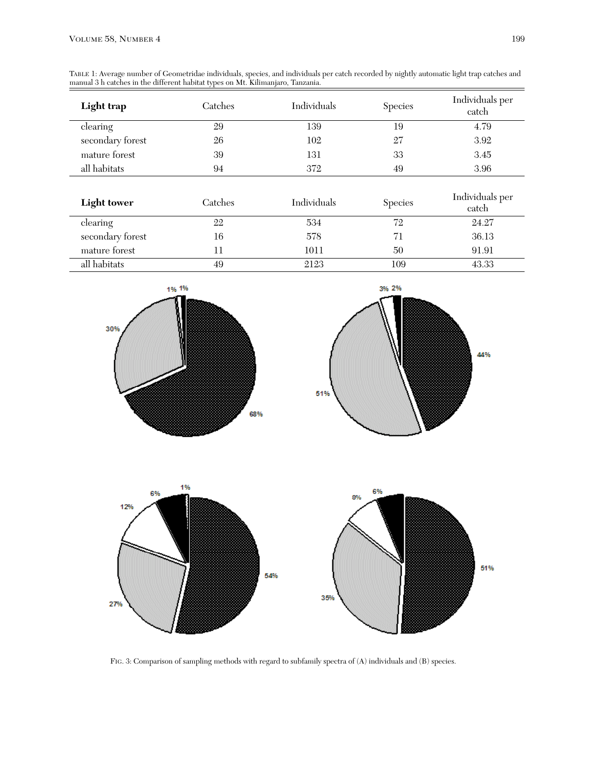TABLE 1: Average number of Geometridae individuals, species, and individuals per catch recorded by nightly automatic light trap catches and manual 3 h catches in the different habitat types on Mt. Kilimanjaro, Tanzania.

| **Light trap** | Catches | Individuals | Species | Individuals per catch |
|---|---|---|---|---|
| clearing | 29 | 139 | 19 | 4.79 |
| secondary forest | 26 | 102 | 27 | 3.92 |
| mature forest | 39 | 131 | 33 | 3.45 |
| all habitats | 94 | 372 | 49 | 3.96 |

| **Light tower** | Catches | Individuals | Species | Individuals per catch |
|---|---|---|---|---|
| clearing | 22 | 534 | 72 | 24.27 |
| secondary forest | 16 | 578 | 71 | 36.13 |
| mature forest | 11 | 1011 | 50 | 91.91 |
| all habitats | 49 | 2123 | 109 | 43.33 |

FIG. 3: Comparison of sampling methods with regard to subfamily spectra of (A) individuals and (B) species.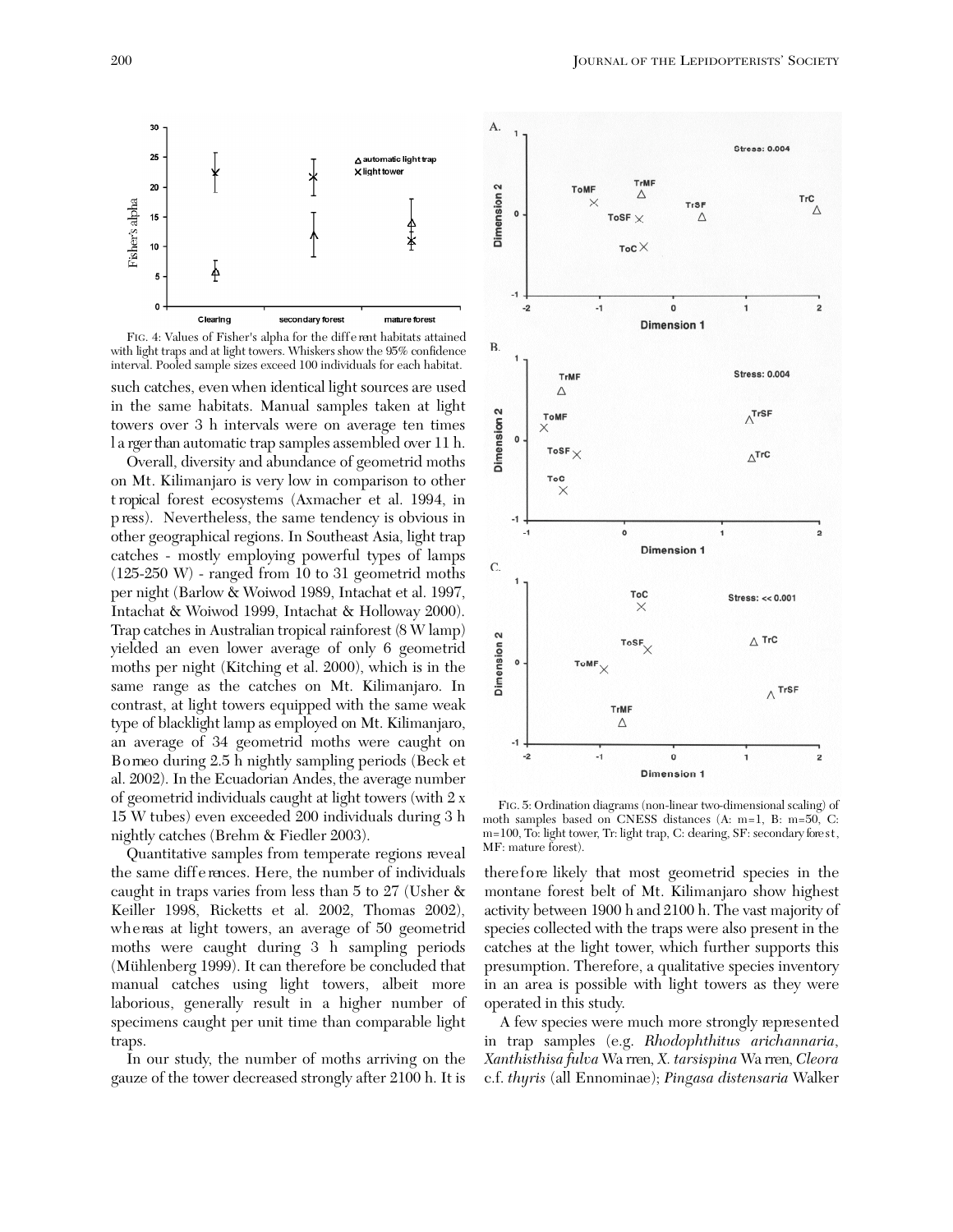FIG. 4: Values of Fisher's alpha for the different habitats attained with light traps and at light towers. Whiskers show the 95% confidence interval. Pooled sample sizes exceed 100 individuals for each habitat.

such catches, even when identical light sources are used in the same habitats. Manual samples taken at light towers over 3 h intervals were on average ten times larger than automatic trap samples assembled over 11 h.

Overall, diversity and abundance of geometrid moths on Mt. Kilimanjaro is very low in comparison to other tropical forest ecosystems (Axmacher et al. 1994, in press). Nevertheless, the same tendency is obvious in other geographical regions. In Southeast Asia, light trap catches - mostly employing powerful types of lamps (125-250 W) - ranged from 10 to 31 geometrid moths per night (Barlow & Woiwod 1989, Intachat et al. 1997, Intachat & Woiwod 1999, Intachat & Holloway 2000). Trap catches in Australian tropical rainforest (8 W lamp) yielded an even lower average of only 6 geometrid moths per night (Kitching et al. 2000), which is in the same range as the catches on Mt. Kilimanjaro. In contrast, at light towers equipped with the same weak type of blacklight lamp as employed on Mt. Kilimanjaro, an average of 34 geometrid moths were caught on Borneo during 2.5 h nightly sampling periods (Beck et al. 2002). In the Ecuadorian Andes, the average number of geometrid individuals caught at light towers (with 2 x 15 W tubes) even exceeded 200 individuals during 3 h nightly catches (Brehm & Fiedler 2003).

Quantitative samples from temperate regions reveal the same differences. Here, the number of individuals caught in traps varies from less than 5 to 27 (Usher & Keiller 1998, Ricketts et al. 2002, Thomas 2002), whereas at light towers, an average of 50 geometrid moths were caught during 3 h sampling periods (Mühlenberg 1999). It can therefore be concluded that manual catches using light towers, albeit more laborious, generally result in a higher number of specimens caught per unit time than comparable light traps.

In our study, the number of moths arriving on the gauze of the tower decreased strongly after 2100 h. It is therefore likely that most geometrid species in the montane forest belt of Mt. Kilimanjaro show highest activity between 1900 h and 2100 h. The vast majority of species collected with the traps were also present in the catches at the light tower, which further supports this presumption. Therefore, a qualitative species inventory in an area is possible with light towers as they were operated in this study.

A few species were much more strongly represented in trap samples (e.g. *Rhodophthitus arichannaria*, *Xanthisthisa fulva* Warren, *X. tarsispina* Warren, *Cleora* c.f. *thyris* (all Ennominae); *Pingasa distensaria* Walker

FIG. 5: Ordination diagrams (non-linear two-dimensional scaling) of moth samples based on CNESS distances (A: m=1, B: m=50, C: m=100, To: light tower, Tr: light trap, C: clearing, SF: secondary forest, MF: mature forest).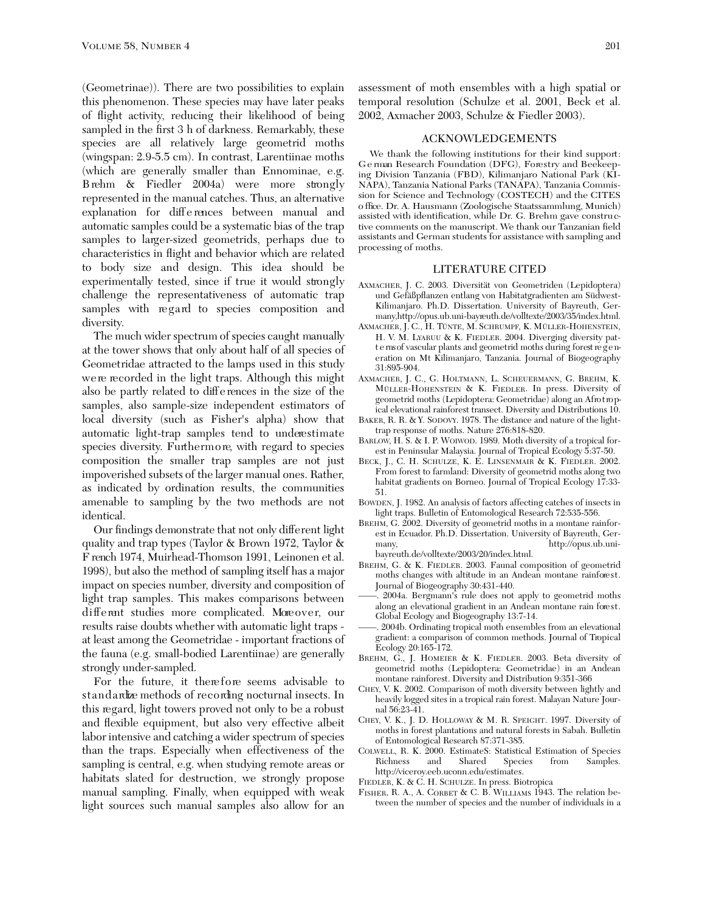(Geometrinae)). There are two possibilities to explain this phenomenon. These species may have later peaks of flight activity, reducing their likelihood of being sampled in the first 3 h of darkness. Remarkably, these species are all relatively large geometrid moths (wingspan: 2.9-5.5 cm). In contrast, Larentiinae moths (which are generally smaller than Ennominae, e.g. Brehm & Fiedler 2004a) were more strongly represented in the manual catches. Thus, an alternative explanation for differences between manual and automatic samples could be a systematic bias of the trap samples to larger-sized geometrids, perhaps due to characteristics in flight and behavior which are related to body size and design. This idea should be experimentally tested, since if true it would strongly challenge the representativeness of automatic trap samples with regard to species composition and diversity.

The much wider spectrum of species caught manually at the tower shows that only about half of all species of Geometridae attracted to the lamps used in this study were recorded in the light traps. Although this might also be partly related to differences in the size of the samples, also sample-size independent estimators of local diversity (such as Fisher's alpha) show that automatic light-trap samples tend to underestimate species diversity. Furthermore, with regard to species composition the smaller trap samples are not just impoverished subsets of the larger manual ones. Rather, as indicated by ordination results, the communities amenable to sampling by the two methods are not identical.

Our findings demonstrate that not only different light quality and trap types (Taylor & Brown 1972, Taylor & French 1974, Muirhead-Thomson 1991, Leinonen et al. 1998), but also the method of sampling itself has a major impact on species number, diversity and composition of light trap samples. This makes comparisons between different studies more complicated. Moreover, our results raise doubts whether with automatic light traps - at least among the Geometridae - important fractions of the fauna (e.g. small-bodied Larentiinae) are generally strongly under-sampled.

For the future, it therefore seems advisable to standardize methods of recording nocturnal insects. In this regard, light towers proved not only to be a robust and flexible equipment, but also very effective albeit labor intensive and catching a wider spectrum of species than the traps. Especially when effectiveness of the sampling is central, e.g. when studying remote areas or habitats slated for destruction, we strongly propose manual sampling. Finally, when equipped with weak light sources such manual samples also allow for an assessment of moth ensembles with a high spatial or temporal resolution (Schulze et al. 2001, Beck et al. 2002, Axmacher 2003, Schulze & Fiedler 2003).

## ACKNOWLEDGEMENTS

We thank the following institutions for their kind support: German Research Foundation (DFG), Forestry and Beekeeping Division Tanzania (FBD), Kilimanjaro National Park (KINAPA), Tanzania National Parks (TANAPA), Tanzania Commission for Science and Technology (COSTECH) and the CITES office. Dr. A. Hausmann (Zoologische Staatssammlung, Munich) assisted with identification, while Dr. G. Brehm gave constructive comments on the manuscript. We thank our Tanzanian field assistants and German students for assistance with sampling and processing of moths.

## LITERATURE CITED

Axmacher, J. C. 2003. Diversität von Geometriden (Lepidoptera) und Gefäßpflanzen entlang von Habitatgradienten am Südwest-Kilimanjaro. Ph.D. Dissertation. University of Bayreuth, Germany,http://opus.ub.uni-bayreuth.de/volltexte/2003/35/index.html.

Axmacher, J. C., H. Tünte, M. Schrumpf, K. Müller-Hohenstein, H. V. M. Lyaruu & K. Fiedler. 2004. Diverging diversity patterns of vascular plants and geometrid moths during forest regeneration on Mt Kilimanjaro, Tanzania. Journal of Biogeography 31:895-904.

Axmacher, J. C., G. Holtmann, L. Scheuermann, G. Brehm, K. Müller-Hohenstein & K. Fiedler. In press. Diversity of geometrid moths (Lepidoptera: Geometridae) along an Afrotropical elevational rainforest transect. Diversity and Distributions 10.

Baker, R. R. & Y. Sodovy. 1978. The distance and nature of the light-trap response of moths. Nature 276:818-820.

Barlow, H. S. & I. P. Woiwod. 1989. Moth diversity of a tropical forest in Peninsular Malaysia. Journal of Tropical Ecology 5:37-50.

Beck, J., C. H. Schulze, K. E. Linsenmair & K. Fiedler. 2002. From forest to farmland: Diversity of geometrid moths along two habitat gradients on Borneo. Journal of Tropical Ecology 17:33-51.

Bowden, J. 1982. An analysis of factors affecting catches of insects in light traps. Bulletin of Entomological Research 72:535-556.

Brehm, G. 2002. Diversity of geometrid moths in a montane rainforest in Ecuador. Ph.D. Dissertation. University of Bayreuth, Germany, http://opus.ub.uni-bayreuth.de/volltexte/2003/20/index.html.

Brehm, G. & K. Fiedler. 2003. Faunal composition of geometrid moths changes with altitude in an Andean montane rainforest. Journal of Biogeography 30:431-440.

——. 2004a. Bergmann's rule does not apply to geometrid moths along an elevational gradient in an Andean montane rain forest. Global Ecology and Biogeography 13:7-14.

——. 2004b. Ordinating tropical moth ensembles from an elevational gradient: a comparison of common methods. Journal of Tropical Ecology 20:165-172.

Brehm, G., J. Homeier & K. Fiedler. 2003. Beta diversity of geometrid moths (Lepidoptera: Geometridae) in an Andean montane rainforest. Diversity and Distribution 9:351-366

Chey, V. K. 2002. Comparison of moth diversity between lightly and heavily logged sites in a tropical rain forest. Malayan Nature Journal 56:23-41.

Chey, V. K., J. D. Holloway & M. R. Speight. 1997. Diversity of moths in forest plantations and natural forests in Sabah. Bulletin of Entomological Research 87:371-385.

Colwell, R. K. 2000. EstimateS: Statistical Estimation of Species Richness and Shared Species from Samples. http://viceroy.eeb.uconn.edu/estimates.

Fiedler, K. & C. H. Schulze. In press. Biotropica

Fisher, R. A., A. Corbet & C. B. Williams 1943. The relation between the number of species and the number of individuals in a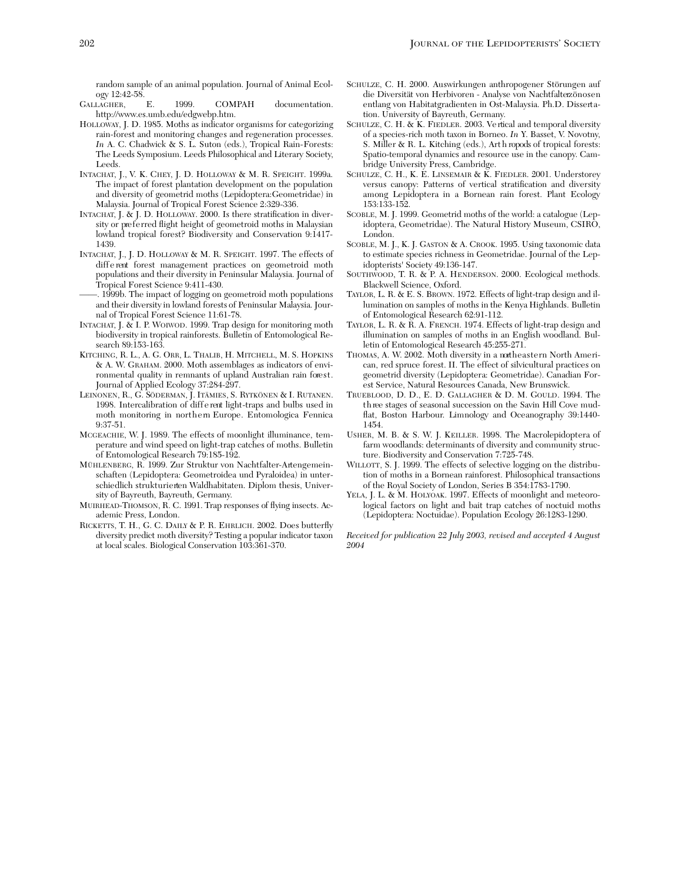random sample of an animal population. Journal of Animal Ecology 12:42-58.

GALLAGHER, E. 1999. COMPAH documentation. http://www.es.umb.edu/edgwebp.htm.

HOLLOWAY, J. D. 1985. Moths as indicator organisms for categorizing rain-forest and monitoring changes and regeneration processes. *In* A. C. Chadwick & S. L. Suton (eds.), Tropical Rain-Forests: The Leeds Symposium. Leeds Philosophical and Literary Society, Leeds.

INTACHAT, J., V. K. CHEY, J. D. HOLLOWAY & M. R. SPEIGHT. 1999a. The impact of forest plantation development on the population and diversity of geometrid moths (Lepidoptera:Geometridae) in Malaysia. Journal of Tropical Forest Science 2:329-336.

INTACHAT, J. & J. D. HOLLOWAY. 2000. Is there stratification in diversity or preferred flight height of geometroid moths in Malaysian lowland tropical forest? Biodiversity and Conservation 9:1417-1439.

INTACHAT, J., J. D. HOLLOWAY & M. R. SPEIGHT. 1997. The effects of different forest management practices on geometroid moth populations and their diversity in Peninsular Malaysia. Journal of Tropical Forest Science 9:411-430.

——. 1999b. The impact of logging on geometroid moth populations and their diversity in lowland forests of Peninsular Malaysia. Journal of Tropical Forest Science 11:61-78.

INTACHAT, J. & I. P. WOIWOD. 1999. Trap design for monitoring moth biodiversity in tropical rainforests. Bulletin of Entomological Research 89:153-163.

KITCHING, R. L., A. G. ORR, L. THALIB, H. MITCHELL, M. S. HOPKINS & A. W. GRAHAM. 2000. Moth assemblages as indicators of environmental quality in remnants of upland Australian rain forest. Journal of Applied Ecology 37:284-297.

LEINONEN, R., G. SÖDERMAN, J. ITÄMIES, S. RYTKÖNEN & I. RUTANEN. 1998. Intercalibration of different light-traps and bulbs used in moth monitoring in northern Europe. Entomologica Fennica 9:37-51.

MCGEACHIE, W. J. 1989. The effects of moonlight illuminance, temperature and wind speed on light-trap catches of moths. Bulletin of Entomological Research 79:185-192.

MÜHLENBERG, R. 1999. Zur Struktur von Nachtfalter-Artengemeinschaften (Lepidoptera: Geometroidea und Pyraloidea) in unterschiedlich strukturierten Waldhabitaten. Diplom thesis, University of Bayreuth, Bayreuth, Germany.

MUIRHEAD-THOMSON, R. C. 1991. Trap responses of flying insects. Academic Press, London.

RICKETTS, T. H., G. C. DAILY & P. R. EHRLICH. 2002. Does butterfly diversity predict moth diversity? Testing a popular indicator taxon at local scales. Biological Conservation 103:361-370.

SCHULZE, C. H. 2000. Auswirkungen anthropogener Störungen auf die Diversität von Herbivoren - Analyse von Nachtfalterzönosen entlang von Habitatgradienten in Ost-Malaysia. Ph.D. Dissertation. University of Bayreuth, Germany.

SCHULZE, C. H. & K. FIEDLER. 2003. Vertical and temporal diversity of a species-rich moth taxon in Borneo. *In* Y. Basset, V. Novotny, S. Miller & R. L. Kitching (eds.), Arthropods of tropical forests: Spatio-temporal dynamics and resource use in the canopy. Cambridge University Press, Cambridge.

SCHULZE, C. H., K. E. LINSEMAIR & K. FIEDLER. 2001. Understorey versus canopy: Patterns of vertical stratification and diversity among Lepidoptera in a Bornean rain forest. Plant Ecology 153:133-152.

SCOBLE, M. J. 1999. Geometrid moths of the world: a catalogue (Lepidoptera, Geometridae). The Natural History Museum, CSIRO, London.

SCOBLE, M. J., K. J. GASTON & A. CROOK. 1995. Using taxonomic data to estimate species richness in Geometridae. Journal of the Lepidopterists' Society 49:136-147.

SOUTHWOOD, T. R. & P. A. HENDERSON. 2000. Ecological methods. Blackwell Science, Oxford.

TAYLOR, L. R. & E. S. BROWN. 1972. Effects of light-trap design and illumination on samples of moths in the Kenya Highlands. Bulletin of Entomological Research 62:91-112.

TAYLOR, L. R. & R. A. FRENCH. 1974. Effects of light-trap design and illumination on samples of moths in an English woodland. Bulletin of Entomological Research 45:255-271.

THOMAS, A. W. 2002. Moth diversity in a northeastern North American, red spruce forest. II. The effect of silvicultural practices on geometrid diversity (Lepidoptera: Geometridae). Canadian Forest Service, Natural Resources Canada, New Brunswick.

TRUEBLOOD, D. D., E. D. GALLAGHER & D. M. GOULD. 1994. The three stages of seasonal succession on the Savin Hill Cove mudflat, Boston Harbour. Limnology and Oceanography 39:1440-1454.

USHER, M. B. & S. W. J. KEILLER. 1998. The Macrolepidoptera of farm woodlands: determinants of diversity and community structure. Biodiversity and Conservation 7:725-748.

WILLOTT, S. J. 1999. The effects of selective logging on the distribution of moths in a Bornean rainforest. Philosophical transactions of the Royal Society of London, Series B 354:1783-1790.

YELA, J. L. & M. HOLYOAK. 1997. Effects of moonlight and meteorological factors on light and bait trap catches of noctuid moths (Lepidoptera: Noctuidae). Population Ecology 26:1283-1290.

*Received for publication 22 July 2003, revised and accepted 4 August 2004*